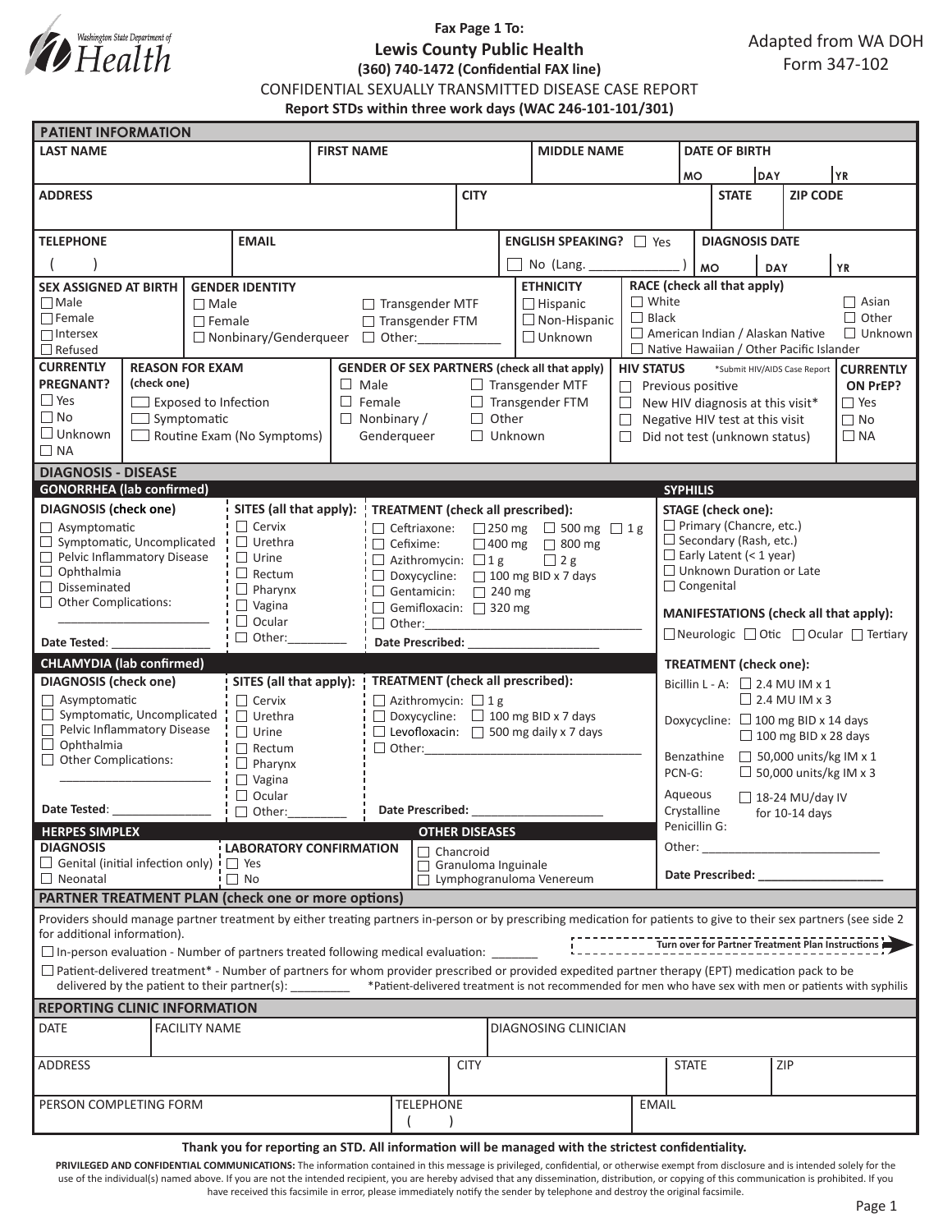Washington State Department of Health

**Fax Page 1 To:**
**Lewis County Public Health**
**(360) 740-1472 (Confidential FAX line)**

Adapted from WA DOH Form 347-102

CONFIDENTIAL SEXUALLY TRANSMITTED DISEASE CASE REPORT

**Report STDs within three work days (WAC 246-101-101/301)**

## PATIENT INFORMATION

| LAST NAME | FIRST NAME | MIDDLE NAME | DATE OF BIRTH MO DAY YR |
|---|---|---|---|
| | | | |

| ADDRESS | CITY | STATE | ZIP CODE |
|---|---|---|---|
| | | | |

| TELEPHONE | EMAIL | ENGLISH SPEAKING? ☐ Yes ☐ No (Lang. ____________ ) | DIAGNOSIS DATE MO DAY YR |
|---|---|---|---|
| (   ) | | | |

**SEX ASSIGNED AT BIRTH**
☐ Male
☐ Female
☐ Intersex
☐ Refused

**GENDER IDENTITY**
☐ Male
☐ Female
☐ Nonbinary/Genderqueer
☐ Transgender MTF
☐ Transgender FTM
☐ Other:___________

**ETHNICITY**
☐ Hispanic
☐ Non-Hispanic
☐ Unknown

**RACE (check all that apply)**
☐ White
☐ Black
☐ American Indian / Alaskan Native
☐ Native Hawaiian / Other Pacific Islander
☐ Asian
☐ Other
☐ Unknown

**CURRENTLY PREGNANT?**
☐ Yes
☐ No
☐ Unknown
☐ NA

**REASON FOR EXAM (check one)**
☐ Exposed to Infection
☐ Symptomatic
☐ Routine Exam (No Symptoms)

**GENDER OF SEX PARTNERS (check all that apply)**
☐ Male
☐ Female
☐ Nonbinary / Genderqueer
☐ Transgender MTF
☐ Transgender FTM
☐ Other
☐ Unknown

**HIV STATUS** *Submit HIV/AIDS Case Report
☐ Previous positive
☐ New HIV diagnosis at this visit*
☐ Negative HIV test at this visit
☐ Did not test (unknown status)

**CURRENTLY ON PrEP?**
☐ Yes
☐ No
☐ NA

## DIAGNOSIS - DISEASE

### GONORRHEA (lab confirmed)

**DIAGNOSIS (check one)**
☐ Asymptomatic
☐ Symptomatic, Uncomplicated
☐ Pelvic Inflammatory Disease
☐ Ophthalmia
☐ Disseminated
☐ Other Complications: ______________________

Date Tested: ______________

**SITES (all that apply):**
☐ Cervix
☐ Urethra
☐ Urine
☐ Rectum
☐ Pharynx
☐ Vagina
☐ Ocular
☐ Other:________

**TREATMENT (check all prescribed):**
☐ Ceftriaxone: ☐ 250 mg ☐ 500 mg ☐ 1 g
☐ Cefixime: ☐ 400 mg ☐ 800 mg
☐ Azithromycin: ☐ 1 g ☐ 2 g
☐ Doxycycline: ☐ 100 mg BID x 7 days
☐ Gentamicin: ☐ 240 mg
☐ Gemifloxacin: ☐ 320 mg
☐ Other:_______________________________

**Date Prescribed:** ___________________

### CHLAMYDIA (lab confirmed)

**DIAGNOSIS (check one)**
☐ Asymptomatic
☐ Symptomatic, Uncomplicated
☐ Pelvic Inflammatory Disease
☐ Ophthalmia
☐ Other Complications: ______________________

Date Tested: ______________

**SITES (all that apply):**
☐ Cervix
☐ Urethra
☐ Urine
☐ Rectum
☐ Pharynx
☐ Vagina
☐ Ocular
☐ Other:________

**TREATMENT (check all prescribed):**
☐ Azithromycin: ☐ 1 g
☐ Doxycycline: ☐ 100 mg BID x 7 days
☐ Levofloxacin: ☐ 500 mg daily x 7 days
☐ Other:_______________________________

**Date Prescribed:** ___________________

### HERPES SIMPLEX

**DIAGNOSIS**
☐ Genital (initial infection only)
☐ Neonatal

**LABORATORY CONFIRMATION**
☐ Yes
☐ No

### OTHER DISEASES
☐ Chancroid
☐ Granuloma Inguinale
☐ Lymphogranuloma Venereum

### SYPHILIS

**STAGE (check one):**
☐ Primary (Chancre, etc.)
☐ Secondary (Rash, etc.)
☐ Early Latent (< 1 year)
☐ Unknown Duration or Late
☐ Congenital

**MANIFESTATIONS (check all that apply):**
☐ Neurologic ☐ Otic ☐ Ocular ☐ Tertiary

**TREATMENT (check one):**
Bicillin L - A: ☐ 2.4 MU IM x 1 ☐ 2.4 MU IM x 3
Doxycycline: ☐ 100 mg BID x 14 days ☐ 100 mg BID x 28 days
Benzathine PCN-G: ☐ 50,000 units/kg IM x 1 ☐ 50,000 units/kg IM x 3
Aqueous Crystalline Penicillin G: ☐ 18-24 MU/day IV for 10-14 days
Other: __________________________

**Date Prescribed:** __________________

## PARTNER TREATMENT PLAN (check one or more options)

Providers should manage partner treatment by either treating partners in-person or by prescribing medication for patients to give to their sex partners (see side 2 for additional information).

**Turn over for Partner Treatment Plan Instructions**

☐ In-person evaluation - Number of partners treated following medical evaluation: _______

☐ Patient-delivered treatment* - Number of partners for whom provider prescribed or provided expedited partner therapy (EPT) medication pack to be delivered by the patient to their partner(s): ________ *Patient-delivered treatment is not recommended for men who have sex with men or patients with syphilis

## REPORTING CLINIC INFORMATION

| DATE | FACILITY NAME | DIAGNOSING CLINICIAN |
|---|---|---|
| | | |

| ADDRESS | CITY | STATE | ZIP |
|---|---|---|---|
| | | | |

| PERSON COMPLETING FORM | TELEPHONE | EMAIL |
|---|---|---|
| | (   ) | |

**Thank you for reporting an STD. All information will be managed with the strictest confidentiality.**

**PRIVILEGED AND CONFIDENTIAL COMMUNICATIONS:** The information contained in this message is privileged, confidential, or otherwise exempt from disclosure and is intended solely for the use of the individual(s) named above. If you are not the intended recipient, you are hereby advised that any dissemination, distribution, or copying of this communication is prohibited. If you have received this facsimile in error, please immediately notify the sender by telephone and destroy the original facsimile.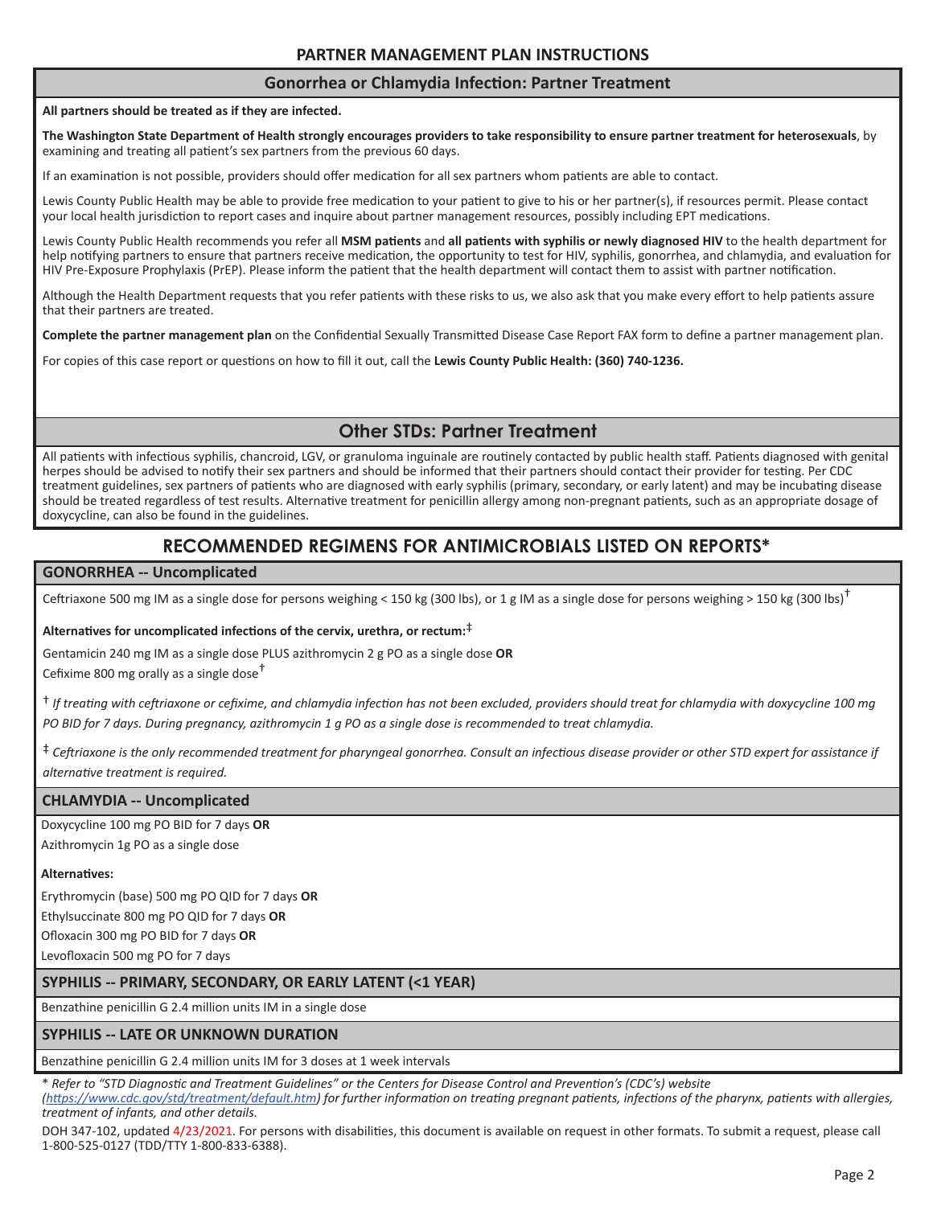## PARTNER MANAGEMENT PLAN INSTRUCTIONS

### Gonorrhea or Chlamydia Infection: Partner Treatment

**All partners should be treated as if they are infected.**

**The Washington State Department of Health strongly encourages providers to take responsibility to ensure partner treatment for heterosexuals**, by examining and treating all patient's sex partners from the previous 60 days.

If an examination is not possible, providers should offer medication for all sex partners whom patients are able to contact.

Lewis County Public Health may be able to provide free medication to your patient to give to his or her partner(s), if resources permit. Please contact your local health jurisdiction to report cases and inquire about partner management resources, possibly including EPT medications.

Lewis County Public Health recommends you refer all **MSM patients** and **all patients with syphilis or newly diagnosed HIV** to the health department for help notifying partners to ensure that partners receive medication, the opportunity to test for HIV, syphilis, gonorrhea, and chlamydia, and evaluation for HIV Pre-Exposure Prophylaxis (PrEP). Please inform the patient that the health department will contact them to assist with partner notification.

Although the Health Department requests that you refer patients with these risks to us, we also ask that you make every effort to help patients assure that their partners are treated.

**Complete the partner management plan** on the Confidential Sexually Transmitted Disease Case Report FAX form to define a partner management plan.

For copies of this case report or questions on how to fill it out, call the **Lewis County Public Health: (360) 740-1236.**

### Other STDs: Partner Treatment

All patients with infectious syphilis, chancroid, LGV, or granuloma inguinale are routinely contacted by public health staff. Patients diagnosed with genital herpes should be advised to notify their sex partners and should be informed that their partners should contact their provider for testing. Per CDC treatment guidelines, sex partners of patients who are diagnosed with early syphilis (primary, secondary, or early latent) and may be incubating disease should be treated regardless of test results. Alternative treatment for penicillin allergy among non-pregnant patients, such as an appropriate dosage of doxycycline, can also be found in the guidelines.

## RECOMMENDED REGIMENS FOR ANTIMICROBIALS LISTED ON REPORTS*

### GONORRHEA -- Uncomplicated

Ceftriaxone 500 mg IM as a single dose for persons weighing < 150 kg (300 lbs), or 1 g IM as a single dose for persons weighing > 150 kg (300 lbs)†

**Alternatives for uncomplicated infections of the cervix, urethra, or rectum:‡**

Gentamicin 240 mg IM as a single dose PLUS azithromycin 2 g PO as a single dose **OR**

Cefixime 800 mg orally as a single dose†

† *If treating with ceftriaxone or cefixime, and chlamydia infection has not been excluded, providers should treat for chlamydia with doxycycline 100 mg PO BID for 7 days. During pregnancy, azithromycin 1 g PO as a single dose is recommended to treat chlamydia.*

‡ *Ceftriaxone is the only recommended treatment for pharyngeal gonorrhea. Consult an infectious disease provider or other STD expert for assistance if alternative treatment is required.*

### CHLAMYDIA -- Uncomplicated

Doxycycline 100 mg PO BID for 7 days **OR**

Azithromycin 1g PO as a single dose

**Alternatives:**

Erythromycin (base) 500 mg PO QID for 7 days **OR**

Ethylsuccinate 800 mg PO QID for 7 days **OR**

Ofloxacin 300 mg PO BID for 7 days **OR**

Levofloxacin 500 mg PO for 7 days

### SYPHILIS -- PRIMARY, SECONDARY, OR EARLY LATENT (<1 YEAR)

Benzathine penicillin G 2.4 million units IM in a single dose

### SYPHILIS -- LATE OR UNKNOWN DURATION

Benzathine penicillin G 2.4 million units IM for 3 doses at 1 week intervals

\* *Refer to "STD Diagnostic and Treatment Guidelines" or the Centers for Disease Control and Prevention's (CDC's) website (https://www.cdc.gov/std/treatment/default.htm) for further information on treating pregnant patients, infections of the pharynx, patients with allergies, treatment of infants, and other details.*

DOH 347-102, updated 4/23/2021. For persons with disabilities, this document is available on request in other formats. To submit a request, please call 1-800-525-0127 (TDD/TTY 1-800-833-6388).